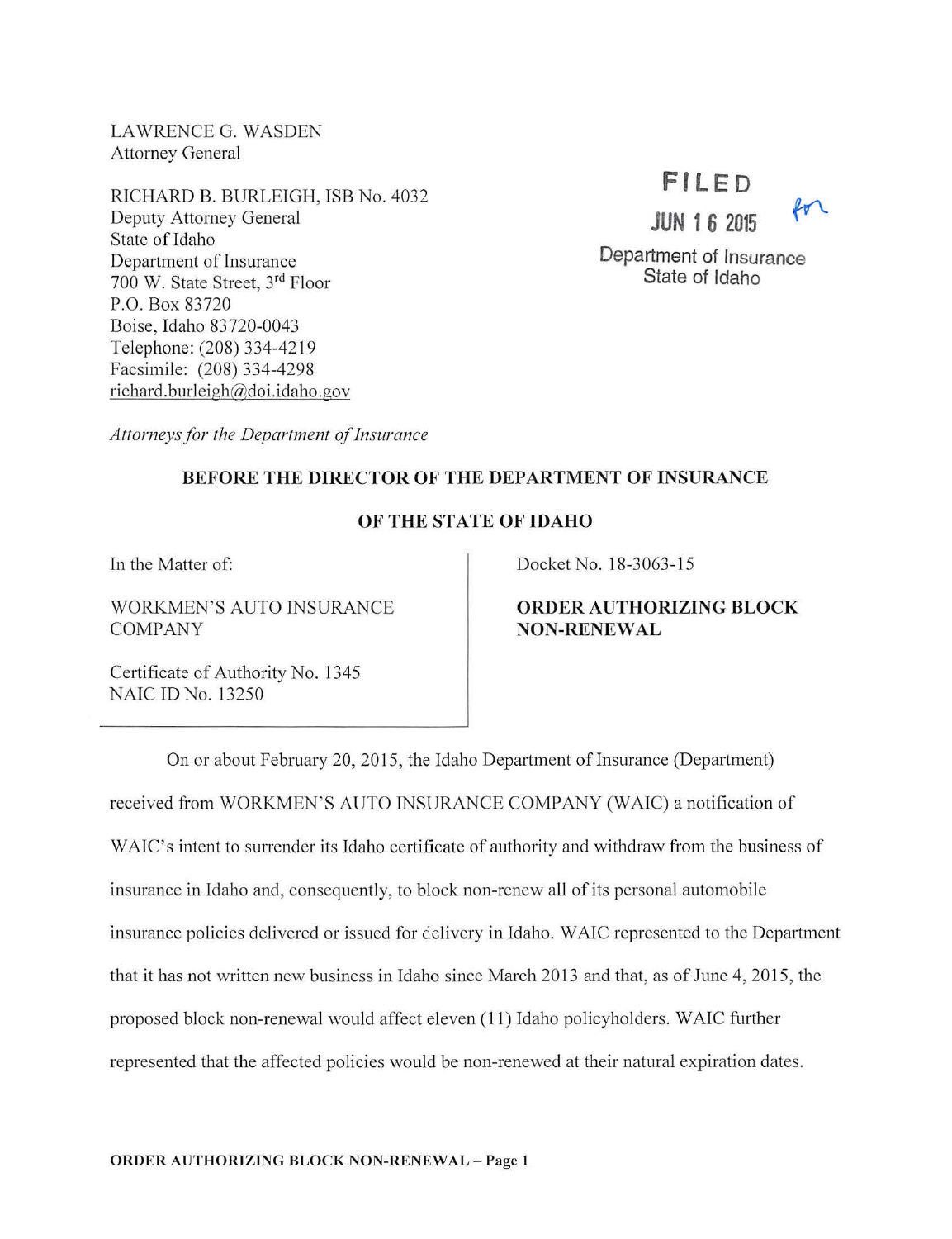LAWRENCE G. WASDEN
Attorney General

RICHARD B. BURLEIGH, ISB No. 4032
Deputy Attorney General
State of Idaho
Department of Insurance
700 W. State Street, 3rd Floor
P.O. Box 83720
Boise, Idaho 83720-0043
Telephone: (208) 334-4219
Facsimile: (208) 334-4298
richard.burleigh@doi.idaho.gov

*Attorneys for the Department of Insurance*

FILED
JUN 16 2015
Department of Insurance
State of Idaho

**BEFORE THE DIRECTOR OF THE DEPARTMENT OF INSURANCE**

**OF THE STATE OF IDAHO**

In the Matter of:

WORKMEN'S AUTO INSURANCE COMPANY

Certificate of Authority No. 1345
NAIC ID No. 13250

Docket No. 18-3063-15

**ORDER AUTHORIZING BLOCK NON-RENEWAL**

On or about February 20, 2015, the Idaho Department of Insurance (Department) received from WORKMEN'S AUTO INSURANCE COMPANY (WAIC) a notification of WAIC's intent to surrender its Idaho certificate of authority and withdraw from the business of insurance in Idaho and, consequently, to block non-renew all of its personal automobile insurance policies delivered or issued for delivery in Idaho. WAIC represented to the Department that it has not written new business in Idaho since March 2013 and that, as of June 4, 2015, the proposed block non-renewal would affect eleven (11) Idaho policyholders. WAIC further represented that the affected policies would be non-renewed at their natural expiration dates.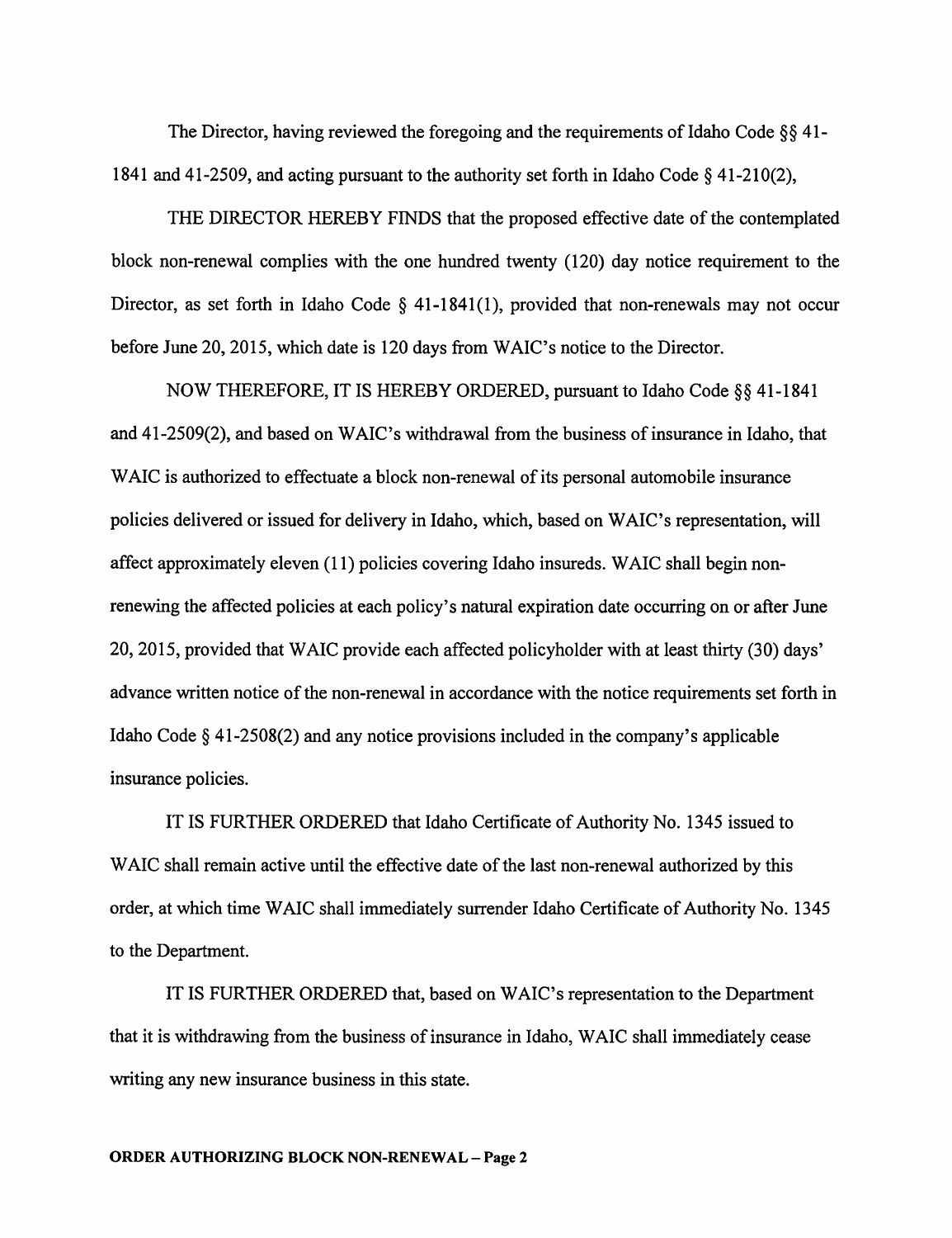The Director, having reviewed the foregoing and the requirements of Idaho Code §§ 41-1841 and 41-2509, and acting pursuant to the authority set forth in Idaho Code § 41-210(2),

THE DIRECTOR HEREBY FINDS that the proposed effective date of the contemplated block non-renewal complies with the one hundred twenty (120) day notice requirement to the Director, as set forth in Idaho Code § 41-1841(1), provided that non-renewals may not occur before June 20, 2015, which date is 120 days from WAIC's notice to the Director.

NOW THEREFORE, IT IS HEREBY ORDERED, pursuant to Idaho Code §§ 41-1841 and 41-2509(2), and based on WAIC's withdrawal from the business of insurance in Idaho, that WAIC is authorized to effectuate a block non-renewal of its personal automobile insurance policies delivered or issued for delivery in Idaho, which, based on WAIC's representation, will affect approximately eleven (11) policies covering Idaho insureds. WAIC shall begin non-renewing the affected policies at each policy's natural expiration date occurring on or after June 20, 2015, provided that WAIC provide each affected policyholder with at least thirty (30) days' advance written notice of the non-renewal in accordance with the notice requirements set forth in Idaho Code § 41-2508(2) and any notice provisions included in the company's applicable insurance policies.

IT IS FURTHER ORDERED that Idaho Certificate of Authority No. 1345 issued to WAIC shall remain active until the effective date of the last non-renewal authorized by this order, at which time WAIC shall immediately surrender Idaho Certificate of Authority No. 1345 to the Department.

IT IS FURTHER ORDERED that, based on WAIC's representation to the Department that it is withdrawing from the business of insurance in Idaho, WAIC shall immediately cease writing any new insurance business in this state.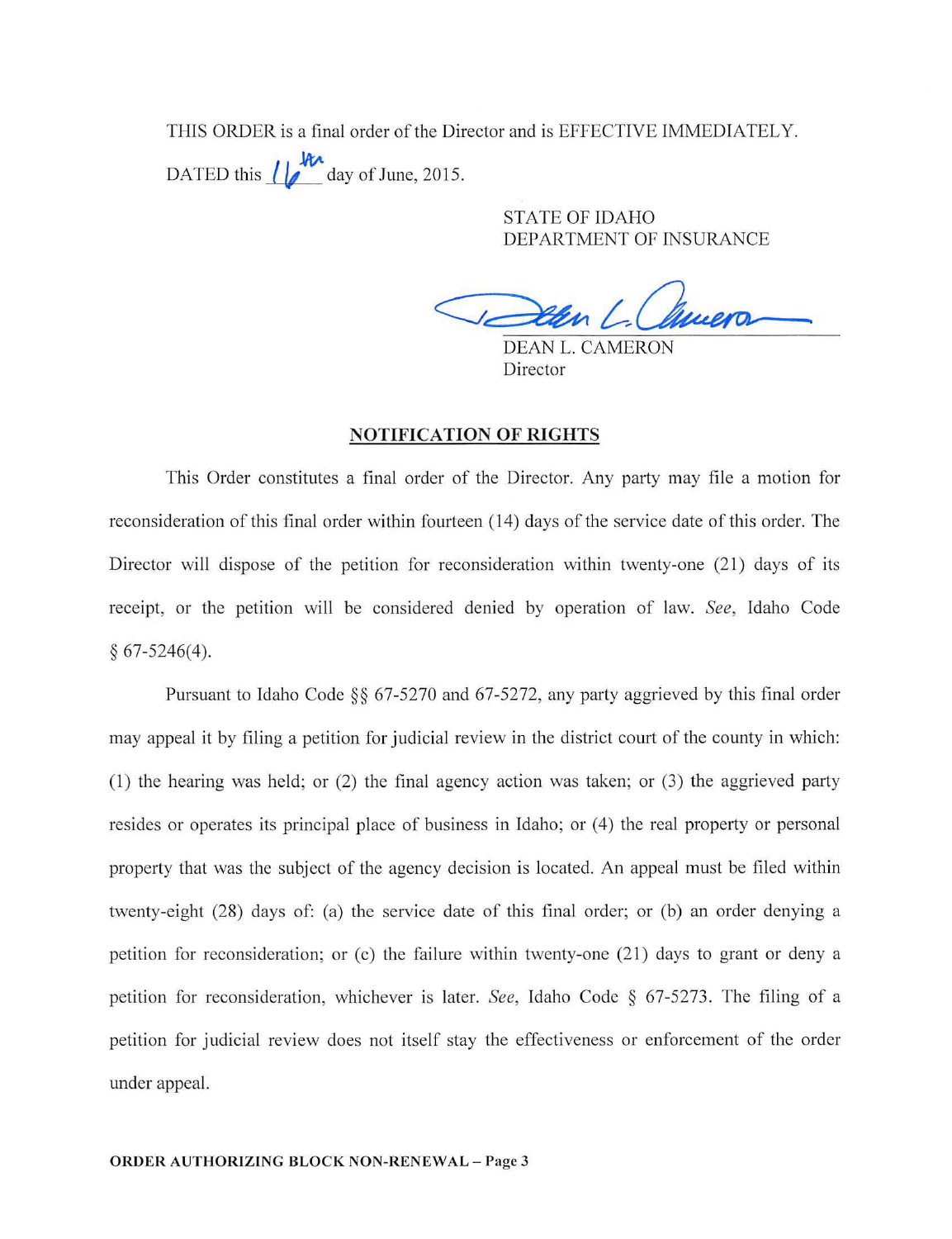THIS ORDER is a final order of the Director and is EFFECTIVE IMMEDIATELY.

DATED this 16th day of June, 2015.

STATE OF IDAHO
DEPARTMENT OF INSURANCE

DEAN L. CAMERON
Director

## NOTIFICATION OF RIGHTS

This Order constitutes a final order of the Director. Any party may file a motion for reconsideration of this final order within fourteen (14) days of the service date of this order. The Director will dispose of the petition for reconsideration within twenty-one (21) days of its receipt, or the petition will be considered denied by operation of law. *See*, Idaho Code § 67-5246(4).

Pursuant to Idaho Code §§ 67-5270 and 67-5272, any party aggrieved by this final order may appeal it by filing a petition for judicial review in the district court of the county in which: (1) the hearing was held; or (2) the final agency action was taken; or (3) the aggrieved party resides or operates its principal place of business in Idaho; or (4) the real property or personal property that was the subject of the agency decision is located. An appeal must be filed within twenty-eight (28) days of: (a) the service date of this final order; or (b) an order denying a petition for reconsideration; or (c) the failure within twenty-one (21) days to grant or deny a petition for reconsideration, whichever is later. *See*, Idaho Code § 67-5273. The filing of a petition for judicial review does not itself stay the effectiveness or enforcement of the order under appeal.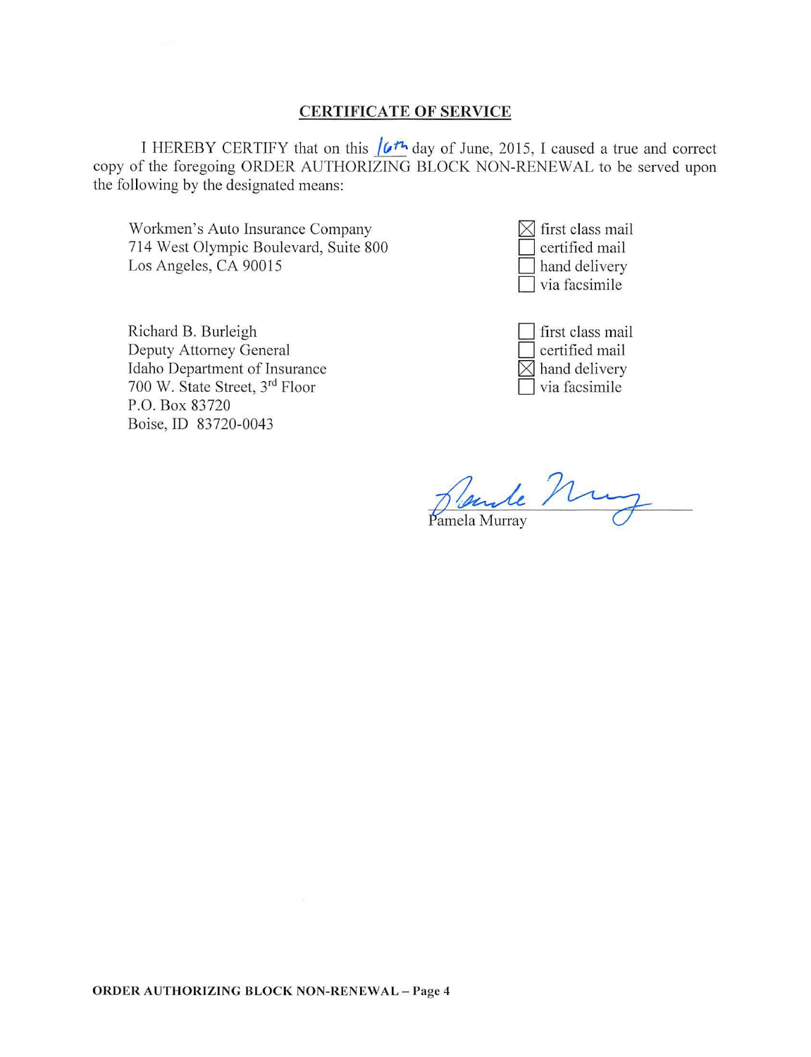## CERTIFICATE OF SERVICE

I HEREBY CERTIFY that on this 16th day of June, 2015, I caused a true and correct copy of the foregoing ORDER AUTHORIZING BLOCK NON-RENEWAL to be served upon the following by the designated means:

| | |
|---|---|
| Workmen's Auto Insurance Company<br>714 West Olympic Boulevard, Suite 800<br>Los Angeles, CA 90015 | ☒ first class mail<br>☐ certified mail<br>☐ hand delivery<br>☐ via facsimile |
| Richard B. Burleigh<br>Deputy Attorney General<br>Idaho Department of Insurance<br>700 W. State Street, 3rd Floor<br>P.O. Box 83720<br>Boise, ID 83720-0043 | ☐ first class mail<br>☐ certified mail<br>☒ hand delivery<br>☐ via facsimile |

Pamela Murray